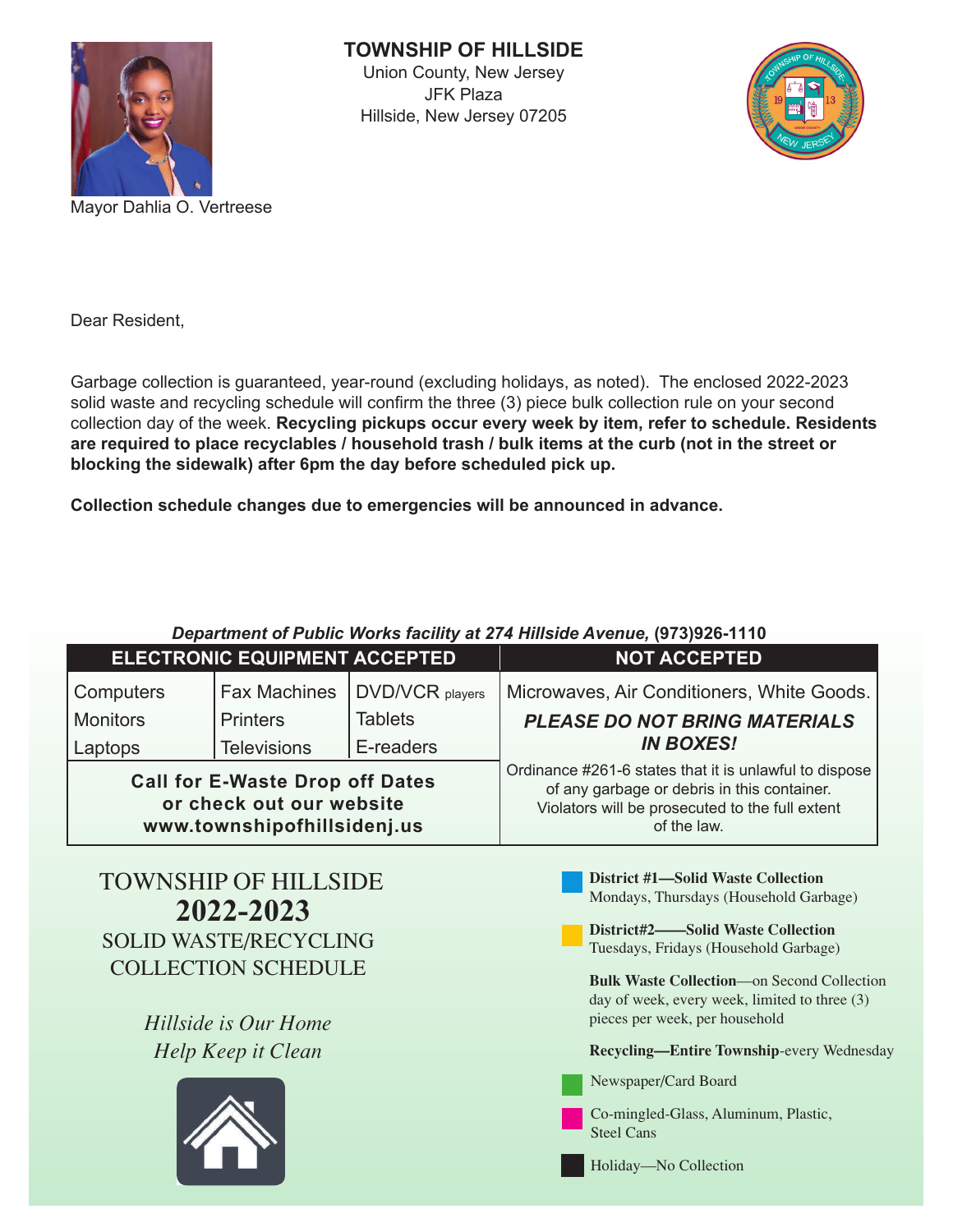# TOWNSHIP OF HILLSIDE

Union County, New Jersey
JFK Plaza
Hillside, New Jersey 07205

Mayor Dahlia O. Vertreese

Dear Resident,

Garbage collection is guaranteed, year-round (excluding holidays, as noted). The enclosed 2022-2023 solid waste and recycling schedule will confirm the three (3) piece bulk collection rule on your second collection day of the week. **Recycling pickups occur every week by item, refer to schedule. Residents are required to place recyclables / household trash / bulk items at the curb (not in the street or blocking the sidewalk) after 6pm the day before scheduled pick up.**

**Collection schedule changes due to emergencies will be announced in advance.**

***Department of Public Works facility at 274 Hillside Avenue,* (973)926-1110**

| ELECTRONIC EQUIPMENT ACCEPTED | | | NOT ACCEPTED |
|---|---|---|---|
| Computers | Fax Machines | DVD/VCR players | Microwaves, Air Conditioners, White Goods. |
| Monitors | Printers | Tablets | ***PLEASE DO NOT BRING MATERIALS IN BOXES!*** |
| Laptops | Televisions | E-readers | |
| **Call for E-Waste Drop off Dates or check out our website www.townshipofhillsidenj.us** | | | Ordinance #261-6 states that it is unlawful to dispose of any garbage or debris in this container. Violators will be prosecuted to the full extent of the law. |

## TOWNSHIP OF HILLSIDE
## 2022-2023
## SOLID WASTE/RECYCLING COLLECTION SCHEDULE

*Hillside is Our Home*
*Help Keep it Clean*

**District #1—Solid Waste Collection**
Mondays, Thursdays (Household Garbage)

**District#2——Solid Waste Collection**
Tuesdays, Fridays (Household Garbage)

**Bulk Waste Collection**—on Second Collection day of week, every week, limited to three (3) pieces per week, per household

**Recycling—Entire Township**-every Wednesday

Newspaper/Card Board

Co-mingled-Glass, Aluminum, Plastic, Steel Cans

Holiday—No Collection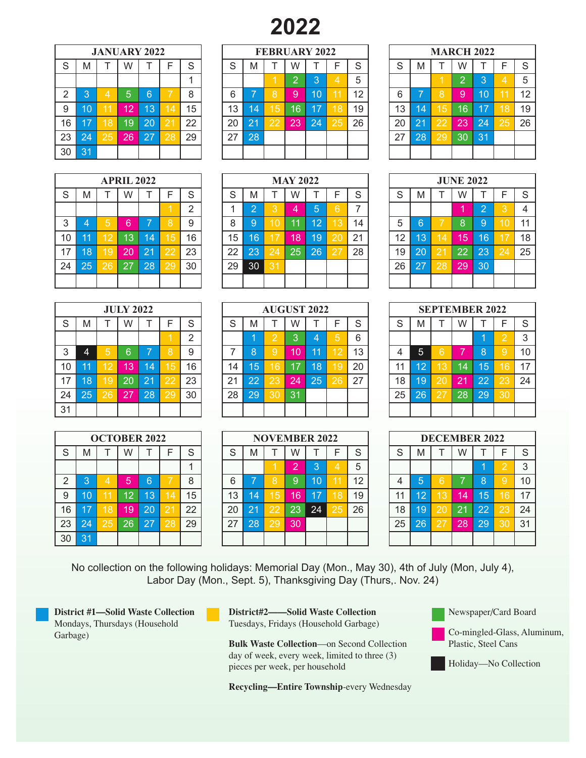# 2022

**JANUARY 2022**

| S | M | T | W | T | F | S |
|---|---|---|---|---|---|---|
| | | | | | | 1 |
| 2 | 3 | 4 | 5 | 6 | 7 | 8 |
| 9 | 10 | 11 | 12 | 13 | 14 | 15 |
| 16 | 17 | 18 | 19 | 20 | 21 | 22 |
| 23 | 24 | 25 | 26 | 27 | 28 | 29 |
| 30 | 31 | | | | | |

**FEBRUARY 2022**

| S | M | T | W | T | F | S |
|---|---|---|---|---|---|---|
| | | 1 | 2 | 3 | 4 | 5 |
| 6 | 7 | 8 | 9 | 10 | 11 | 12 |
| 13 | 14 | 15 | 16 | 17 | 18 | 19 |
| 20 | 21 | 22 | 23 | 24 | 25 | 26 |
| 27 | 28 | | | | | |

**MARCH 2022**

| S | M | T | W | T | F | S |
|---|---|---|---|---|---|---|
| | | 1 | 2 | 3 | 4 | 5 |
| 6 | 7 | 8 | 9 | 10 | 11 | 12 |
| 13 | 14 | 15 | 16 | 17 | 18 | 19 |
| 20 | 21 | 22 | 23 | 24 | 25 | 26 |
| 27 | 28 | 29 | 30 | 31 | | |

**APRIL 2022**

| S | M | T | W | T | F | S |
|---|---|---|---|---|---|---|
| | | | | | 1 | 2 |
| 3 | 4 | 5 | 6 | 7 | 8 | 9 |
| 10 | 11 | 12 | 13 | 14 | 15 | 16 |
| 17 | 18 | 19 | 20 | 21 | 22 | 23 |
| 24 | 25 | 26 | 27 | 28 | 29 | 30 |

**MAY 2022**

| S | M | T | W | T | F | S |
|---|---|---|---|---|---|---|
| 1 | 2 | 3 | 4 | 5 | 6 | 7 |
| 8 | 9 | 10 | 11 | 12 | 13 | 14 |
| 15 | 16 | 17 | 18 | 19 | 20 | 21 |
| 22 | 23 | 24 | 25 | 26 | 27 | 28 |
| 29 | 30 | 31 | | | | |

**JUNE 2022**

| S | M | T | W | T | F | S |
|---|---|---|---|---|---|---|
| | | | 1 | 2 | 3 | 4 |
| 5 | 6 | 7 | 8 | 9 | 10 | 11 |
| 12 | 13 | 14 | 15 | 16 | 17 | 18 |
| 19 | 20 | 21 | 22 | 23 | 24 | 25 |
| 26 | 27 | 28 | 29 | 30 | | |

**JULY 2022**

| S | M | T | W | T | F | S |
|---|---|---|---|---|---|---|
| | | | | | 1 | 2 |
| 3 | 4 | 5 | 6 | 7 | 8 | 9 |
| 10 | 11 | 12 | 13 | 14 | 15 | 16 |
| 17 | 18 | 19 | 20 | 21 | 22 | 23 |
| 24 | 25 | 26 | 27 | 28 | 29 | 30 |
| 31 | | | | | | |

**AUGUST 2022**

| S | M | T | W | T | F | S |
|---|---|---|---|---|---|---|
| | 1 | 2 | 3 | 4 | 5 | 6 |
| 7 | 8 | 9 | 10 | 11 | 12 | 13 |
| 14 | 15 | 16 | 17 | 18 | 19 | 20 |
| 21 | 22 | 23 | 24 | 25 | 26 | 27 |
| 28 | 29 | 30 | 31 | | | |

**SEPTEMBER 2022**

| S | M | T | W | T | F | S |
|---|---|---|---|---|---|---|
| | | | | 1 | 2 | 3 |
| 4 | 5 | 6 | 7 | 8 | 9 | 10 |
| 11 | 12 | 13 | 14 | 15 | 16 | 17 |
| 18 | 19 | 20 | 21 | 22 | 23 | 24 |
| 25 | 26 | 27 | 28 | 29 | 30 | |

**OCTOBER 2022**

| S | M | T | W | T | F | S |
|---|---|---|---|---|---|---|
| | | | | | | 1 |
| 2 | 3 | 4 | 5 | 6 | 7 | 8 |
| 9 | 10 | 11 | 12 | 13 | 14 | 15 |
| 16 | 17 | 18 | 19 | 20 | 21 | 22 |
| 23 | 24 | 25 | 26 | 27 | 28 | 29 |
| 30 | 31 | | | | | |

**NOVEMBER 2022**

| S | M | T | W | T | F | S |
|---|---|---|---|---|---|---|
| | | 1 | 2 | 3 | 4 | 5 |
| 6 | 7 | 8 | 9 | 10 | 11 | 12 |
| 13 | 14 | 15 | 16 | 17 | 18 | 19 |
| 20 | 21 | 22 | 23 | 24 | 25 | 26 |
| 27 | 28 | 29 | 30 | | | |

**DECEMBER 2022**

| S | M | T | W | T | F | S |
|---|---|---|---|---|---|---|
| | | | | 1 | 2 | 3 |
| 4 | 5 | 6 | 7 | 8 | 9 | 10 |
| 11 | 12 | 13 | 14 | 15 | 16 | 17 |
| 18 | 19 | 20 | 21 | 22 | 23 | 24 |
| 25 | 26 | 27 | 28 | 29 | 30 | 31 |

No collection on the following holidays: Memorial Day (Mon., May 30), 4th of July (Mon, July 4), Labor Day (Mon., Sept. 5), Thanksgiving Day (Thurs,. Nov. 24)

**District #1—Solid Waste Collection**
Mondays, Thursdays (Household Garbage)

**District#2——Solid Waste Collection**
Tuesdays, Fridays (Household Garbage)

**Bulk Waste Collection**—on Second Collection day of week, every week, limited to three (3) pieces per week, per household

**Recycling—Entire Township**-every Wednesday

Newspaper/Card Board

Co-mingled-Glass, Aluminum, Plastic, Steel Cans

Holiday—No Collection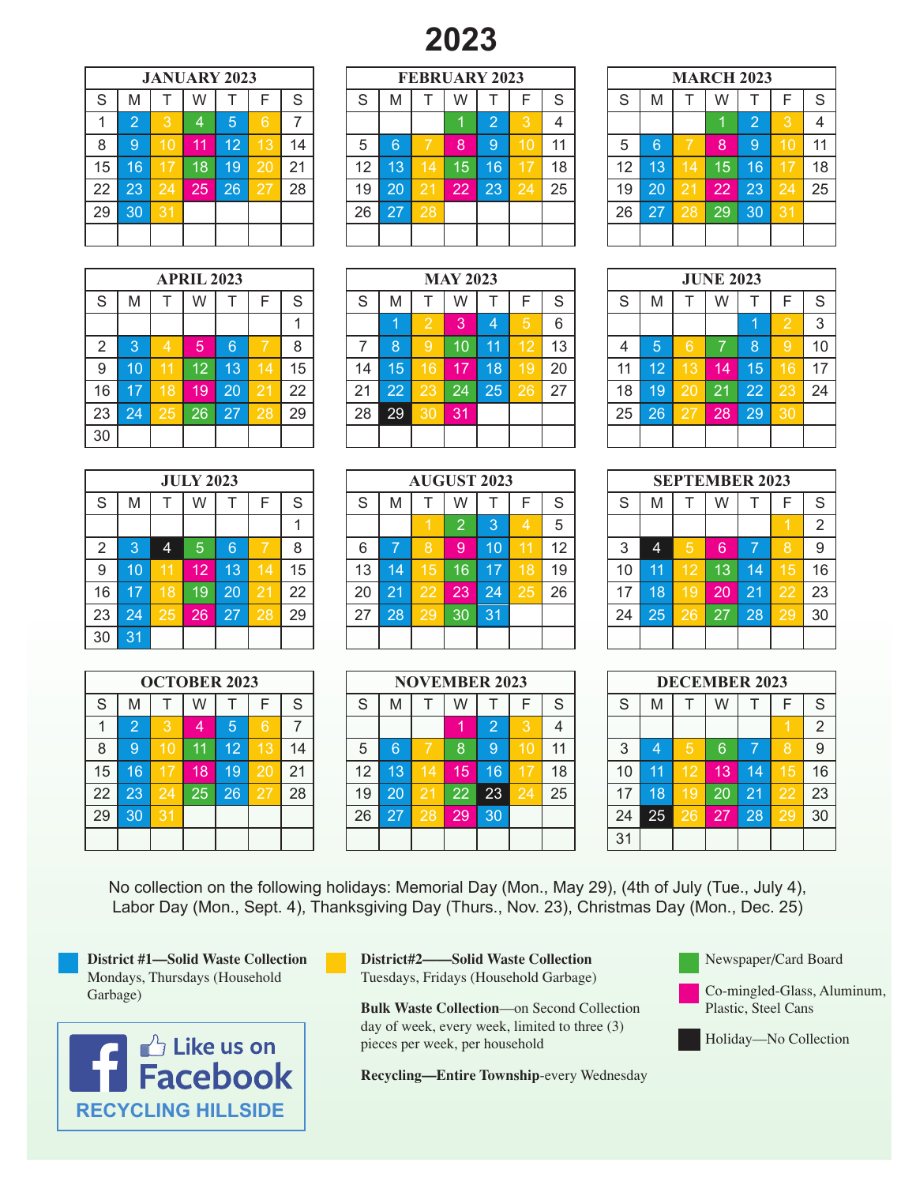# 2023

| JANUARY 2023 | | | | | | |
|---|---|---|---|---|---|---|
| S | M | T | W | T | F | S |
| 1 | 2 | 3 | 4 | 5 | 6 | 7 |
| 8 | 9 | 10 | 11 | 12 | 13 | 14 |
| 15 | 16 | 17 | 18 | 19 | 20 | 21 |
| 22 | 23 | 24 | 25 | 26 | 27 | 28 |
| 29 | 30 | 31 | | | | |

| FEBRUARY 2023 | | | | | | |
|---|---|---|---|---|---|---|
| S | M | T | W | T | F | S |
| | | | 1 | 2 | 3 | 4 |
| 5 | 6 | 7 | 8 | 9 | 10 | 11 |
| 12 | 13 | 14 | 15 | 16 | 17 | 18 |
| 19 | 20 | 21 | 22 | 23 | 24 | 25 |
| 26 | 27 | 28 | | | | |

| MARCH 2023 | | | | | | |
|---|---|---|---|---|---|---|
| S | M | T | W | T | F | S |
| | | | 1 | 2 | 3 | 4 |
| 5 | 6 | 7 | 8 | 9 | 10 | 11 |
| 12 | 13 | 14 | 15 | 16 | 17 | 18 |
| 19 | 20 | 21 | 22 | 23 | 24 | 25 |
| 26 | 27 | 28 | 29 | 30 | 31 | |

| APRIL 2023 | | | | | | |
|---|---|---|---|---|---|---|
| S | M | T | W | T | F | S |
| | | | | | | 1 |
| 2 | 3 | 4 | 5 | 6 | 7 | 8 |
| 9 | 10 | 11 | 12 | 13 | 14 | 15 |
| 16 | 17 | 18 | 19 | 20 | 21 | 22 |
| 23 | 24 | 25 | 26 | 27 | 28 | 29 |
| 30 | | | | | | |

| MAY 2023 | | | | | | |
|---|---|---|---|---|---|---|
| S | M | T | W | T | F | S |
| | 1 | 2 | 3 | 4 | 5 | 6 |
| 7 | 8 | 9 | 10 | 11 | 12 | 13 |
| 14 | 15 | 16 | 17 | 18 | 19 | 20 |
| 21 | 22 | 23 | 24 | 25 | 26 | 27 |
| 28 | 29 | 30 | 31 | | | |

| JUNE 2023 | | | | | | |
|---|---|---|---|---|---|---|
| S | M | T | W | T | F | S |
| | | | | 1 | 2 | 3 |
| 4 | 5 | 6 | 7 | 8 | 9 | 10 |
| 11 | 12 | 13 | 14 | 15 | 16 | 17 |
| 18 | 19 | 20 | 21 | 22 | 23 | 24 |
| 25 | 26 | 27 | 28 | 29 | 30 | |

| JULY 2023 | | | | | | |
|---|---|---|---|---|---|---|
| S | M | T | W | T | F | S |
| | | | | | | 1 |
| 2 | 3 | 4 | 5 | 6 | 7 | 8 |
| 9 | 10 | 11 | 12 | 13 | 14 | 15 |
| 16 | 17 | 18 | 19 | 20 | 21 | 22 |
| 23 | 24 | 25 | 26 | 27 | 28 | 29 |
| 30 | 31 | | | | | |

| AUGUST 2023 | | | | | | |
|---|---|---|---|---|---|---|
| S | M | T | W | T | F | S |
| | | 1 | 2 | 3 | 4 | 5 |
| 6 | 7 | 8 | 9 | 10 | 11 | 12 |
| 13 | 14 | 15 | 16 | 17 | 18 | 19 |
| 20 | 21 | 22 | 23 | 24 | 25 | 26 |
| 27 | 28 | 29 | 30 | 31 | | |

| SEPTEMBER 2023 | | | | | | |
|---|---|---|---|---|---|---|
| S | M | T | W | T | F | S |
| | | | | | 1 | 2 |
| 3 | 4 | 5 | 6 | 7 | 8 | 9 |
| 10 | 11 | 12 | 13 | 14 | 15 | 16 |
| 17 | 18 | 19 | 20 | 21 | 22 | 23 |
| 24 | 25 | 26 | 27 | 28 | 29 | 30 |

| OCTOBER 2023 | | | | | | |
|---|---|---|---|---|---|---|
| S | M | T | W | T | F | S |
| 1 | 2 | 3 | 4 | 5 | 6 | 7 |
| 8 | 9 | 10 | 11 | 12 | 13 | 14 |
| 15 | 16 | 17 | 18 | 19 | 20 | 21 |
| 22 | 23 | 24 | 25 | 26 | 27 | 28 |
| 29 | 30 | 31 | | | | |

| NOVEMBER 2023 | | | | | | |
|---|---|---|---|---|---|---|
| S | M | T | W | T | F | S |
| | | | 1 | 2 | 3 | 4 |
| 5 | 6 | 7 | 8 | 9 | 10 | 11 |
| 12 | 13 | 14 | 15 | 16 | 17 | 18 |
| 19 | 20 | 21 | 22 | 23 | 24 | 25 |
| 26 | 27 | 28 | 29 | 30 | | |

| DECEMBER 2023 | | | | | | |
|---|---|---|---|---|---|---|
| S | M | T | W | T | F | S |
| | | | | | 1 | 2 |
| 3 | 4 | 5 | 6 | 7 | 8 | 9 |
| 10 | 11 | 12 | 13 | 14 | 15 | 16 |
| 17 | 18 | 19 | 20 | 21 | 22 | 23 |
| 24 | 25 | 26 | 27 | 28 | 29 | 30 |
| 31 | | | | | | |

No collection on the following holidays: Memorial Day (Mon., May 29), (4th of July (Tue., July 4), Labor Day (Mon., Sept. 4), Thanksgiving Day (Thurs., Nov. 23), Christmas Day (Mon., Dec. 25)

**District #1—Solid Waste Collection** Mondays, Thursdays (Household Garbage)

**District#2——Solid Waste Collection** Tuesdays, Fridays (Household Garbage)

**Bulk Waste Collection**—on Second Collection day of week, every week, limited to three (3) pieces per week, per household

**Recycling—Entire Township**-every Wednesday

Newspaper/Card Board

Co-mingled-Glass, Aluminum, Plastic, Steel Cans

Holiday—No Collection

Like us on Facebook

RECYCLING HILLSIDE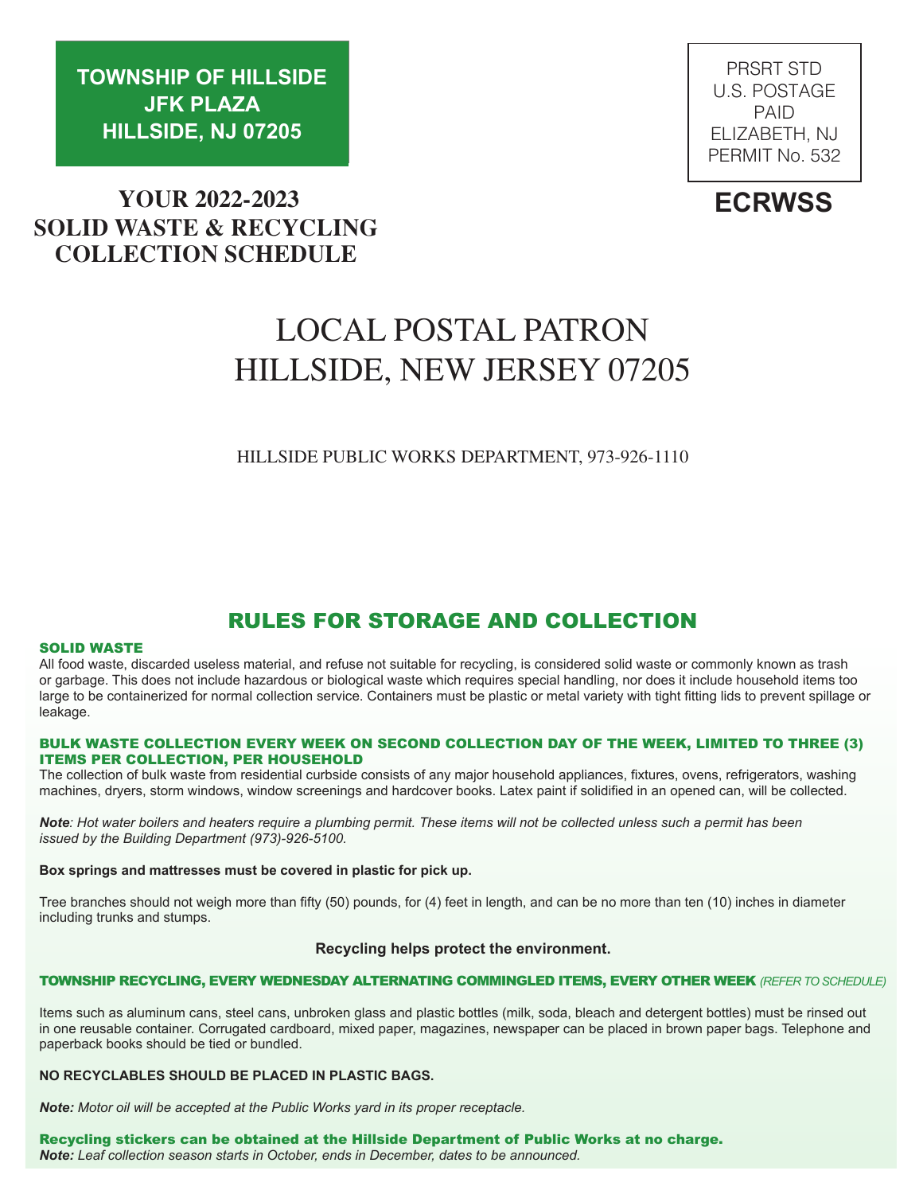**TOWNSHIP OF HILLSIDE**
**JFK PLAZA**
**HILLSIDE, NJ 07205**

PRSRT STD
U.S. POSTAGE
PAID
ELIZABETH, NJ
PERMIT No. 532

**ECRWSS**

# YOUR 2022-2023 SOLID WASTE & RECYCLING COLLECTION SCHEDULE

LOCAL POSTAL PATRON
HILLSIDE, NEW JERSEY 07205

HILLSIDE PUBLIC WORKS DEPARTMENT, 973-926-1110

## RULES FOR STORAGE AND COLLECTION

### SOLID WASTE

All food waste, discarded useless material, and refuse not suitable for recycling, is considered solid waste or commonly known as trash or garbage. This does not include hazardous or biological waste which requires special handling, nor does it include household items too large to be containerized for normal collection service. Containers must be plastic or metal variety with tight fitting lids to prevent spillage or leakage.

### BULK WASTE COLLECTION EVERY WEEK ON SECOND COLLECTION DAY OF THE WEEK, LIMITED TO THREE (3) ITEMS PER COLLECTION, PER HOUSEHOLD

The collection of bulk waste from residential curbside consists of any major household appliances, fixtures, ovens, refrigerators, washing machines, dryers, storm windows, window screenings and hardcover books. Latex paint if solidified in an opened can, will be collected.

***Note**: Hot water boilers and heaters require a plumbing permit. These items will not be collected unless such a permit has been issued by the Building Department (973)-926-5100.*

**Box springs and mattresses must be covered in plastic for pick up.**

Tree branches should not weigh more than fifty (50) pounds, for (4) feet in length, and can be no more than ten (10) inches in diameter including trunks and stumps.

**Recycling helps protect the environment.**

### TOWNSHIP RECYCLING, EVERY WEDNESDAY ALTERNATING COMMINGLED ITEMS, EVERY OTHER WEEK *(REFER TO SCHEDULE)*

Items such as aluminum cans, steel cans, unbroken glass and plastic bottles (milk, soda, bleach and detergent bottles) must be rinsed out in one reusable container. Corrugated cardboard, mixed paper, magazines, newspaper can be placed in brown paper bags. Telephone and paperback books should be tied or bundled.

**NO RECYCLABLES SHOULD BE PLACED IN PLASTIC BAGS.**

***Note:** Motor oil will be accepted at the Public Works yard in its proper receptacle.*

**Recycling stickers can be obtained at the Hillside Department of Public Works at no charge.**

***Note:** Leaf collection season starts in October, ends in December, dates to be announced.*